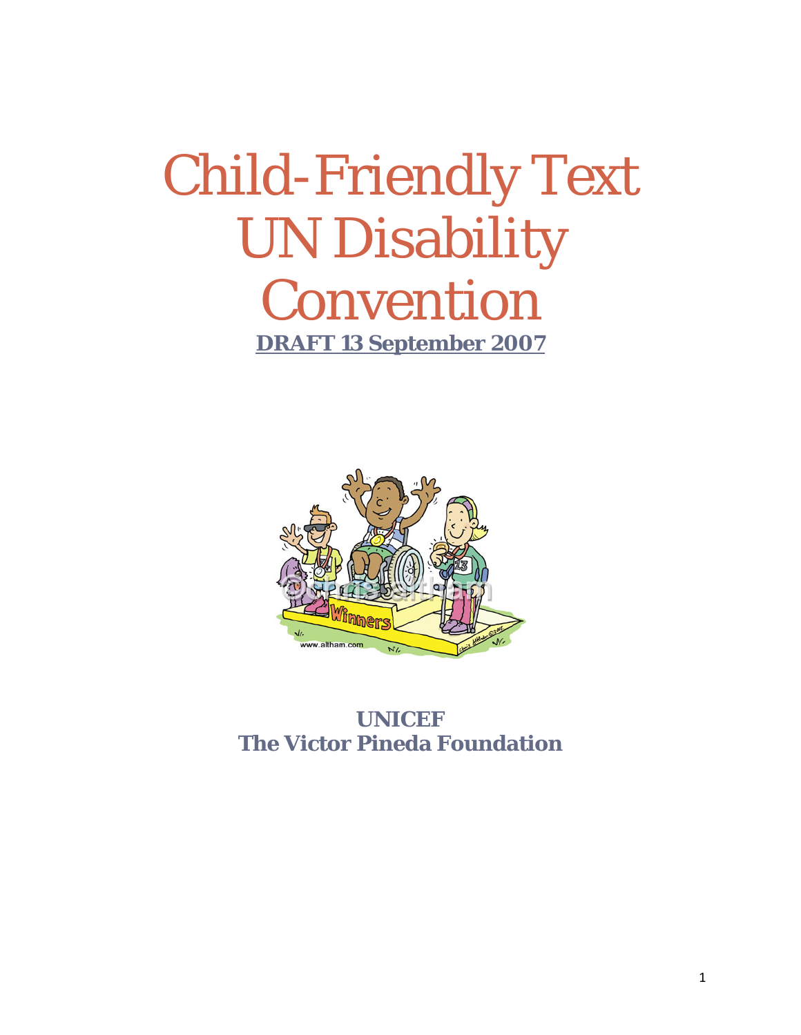# Child-Friendly Text UN Disability Convention

**DRAFT 13 September 2007**

**UNICEF**
**The Victor Pineda Foundation**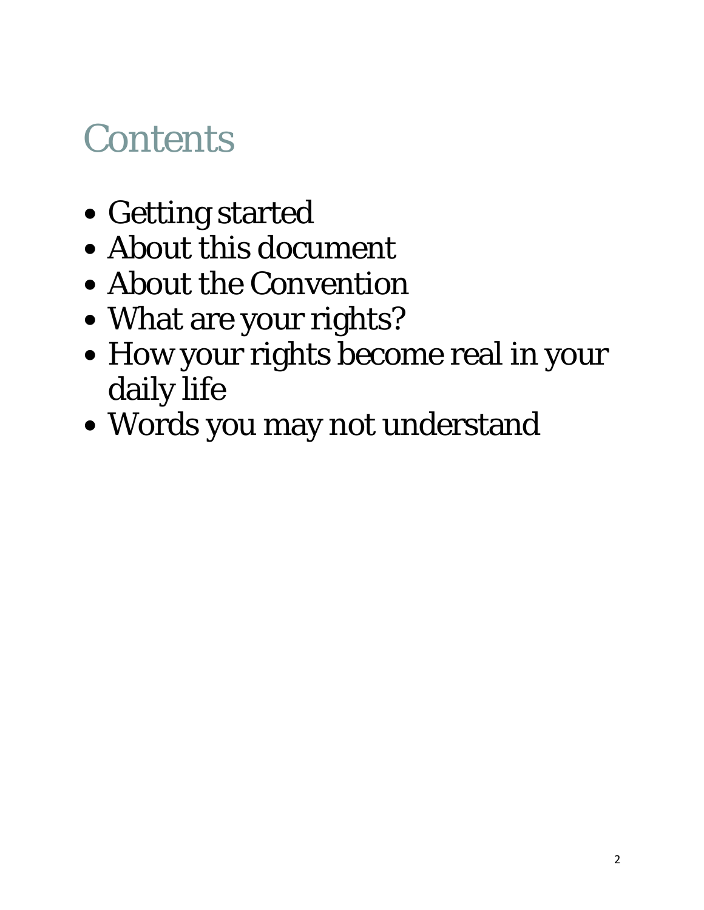# Contents

- Getting started
- About this document
- About the Convention
- What are your rights?
- How your rights become real in your daily life
- Words you may not understand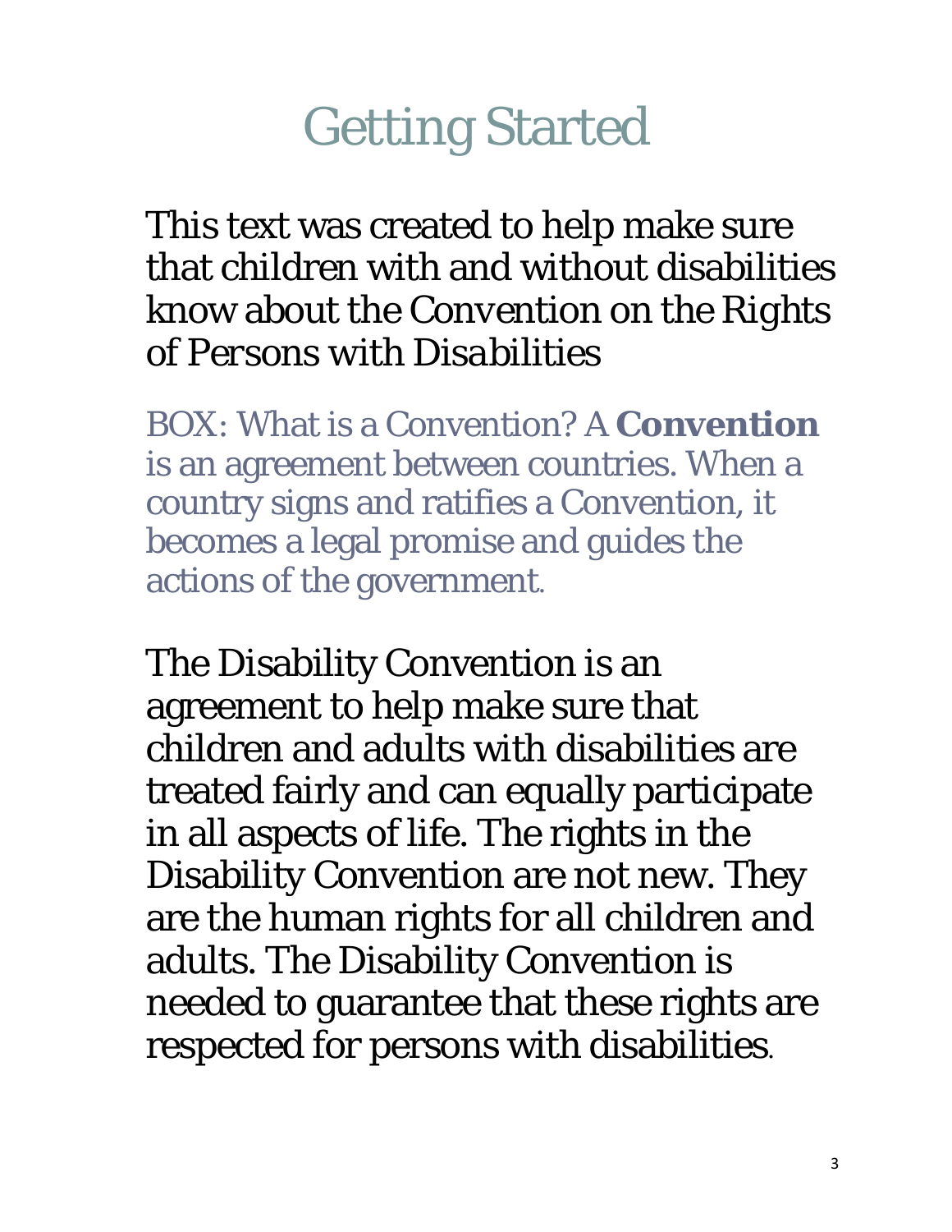# Getting Started

This text was created to help make sure that children with and without disabilities know about the Convention on the Rights of Persons with Disabilities

BOX: What is a Convention? A **Convention** is an agreement between countries. When a country signs and ratifies a Convention, it becomes a legal promise and guides the actions of the government.

The Disability Convention is an agreement to help make sure that children and adults with disabilities are treated fairly and can equally participate in all aspects of life. The rights in the Disability Convention are not new. They are the human rights for all children and adults. The Disability Convention is needed to guarantee that these rights are respected for persons with disabilities.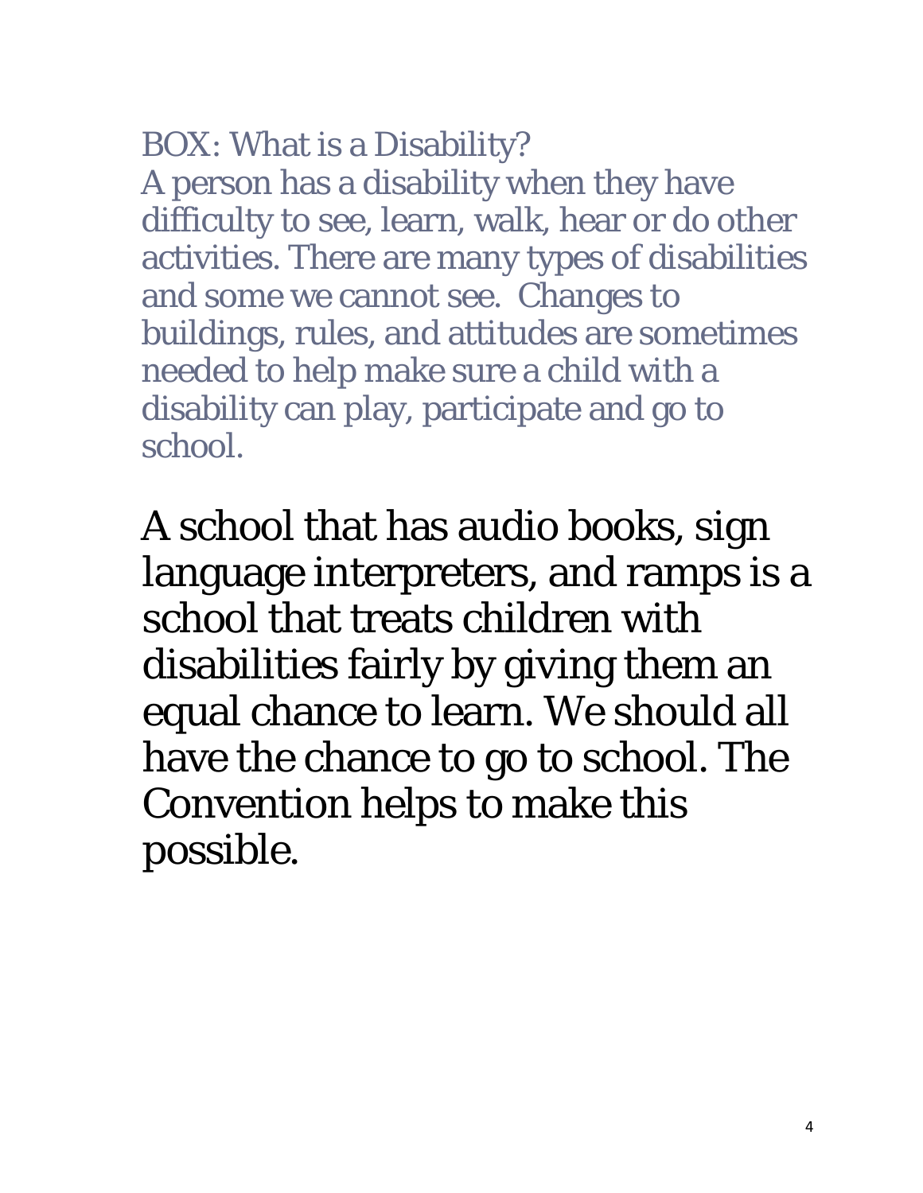BOX: What is a Disability?

A person has a disability when they have difficulty to see, learn, walk, hear or do other activities. There are many types of disabilities and some we cannot see. Changes to buildings, rules, and attitudes are sometimes needed to help make sure a child with a disability can play, participate and go to school.

A school that has audio books, sign language interpreters, and ramps is a school that treats children with disabilities fairly by giving them an equal chance to learn. We should all have the chance to go to school. The Convention helps to make this possible.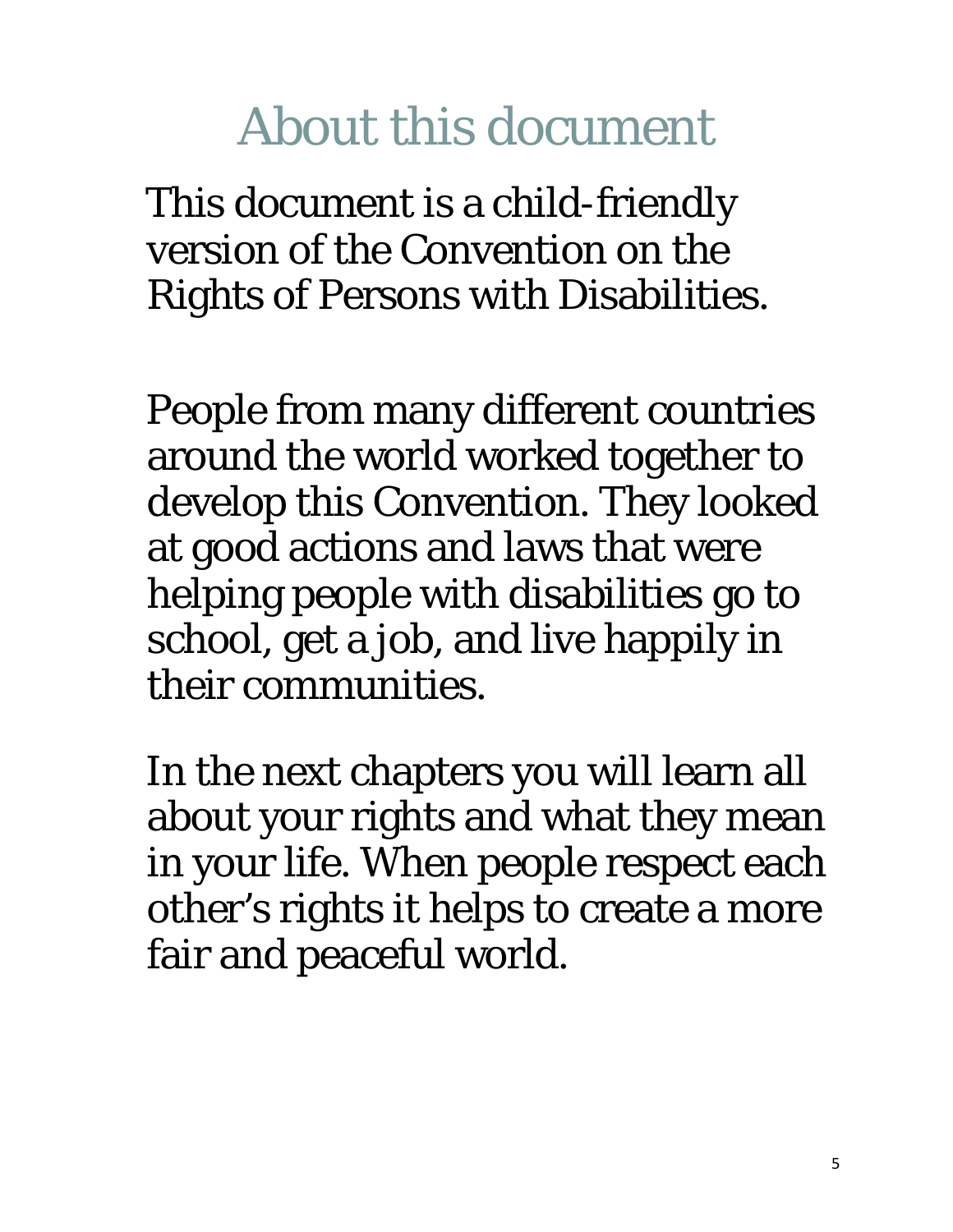# About this document

This document is a child-friendly version of the Convention on the Rights of Persons with Disabilities.

People from many different countries around the world worked together to develop this Convention. They looked at good actions and laws that were helping people with disabilities go to school, get a job, and live happily in their communities.

In the next chapters you will learn all about your rights and what they mean in your life. When people respect each other's rights it helps to create a more fair and peaceful world.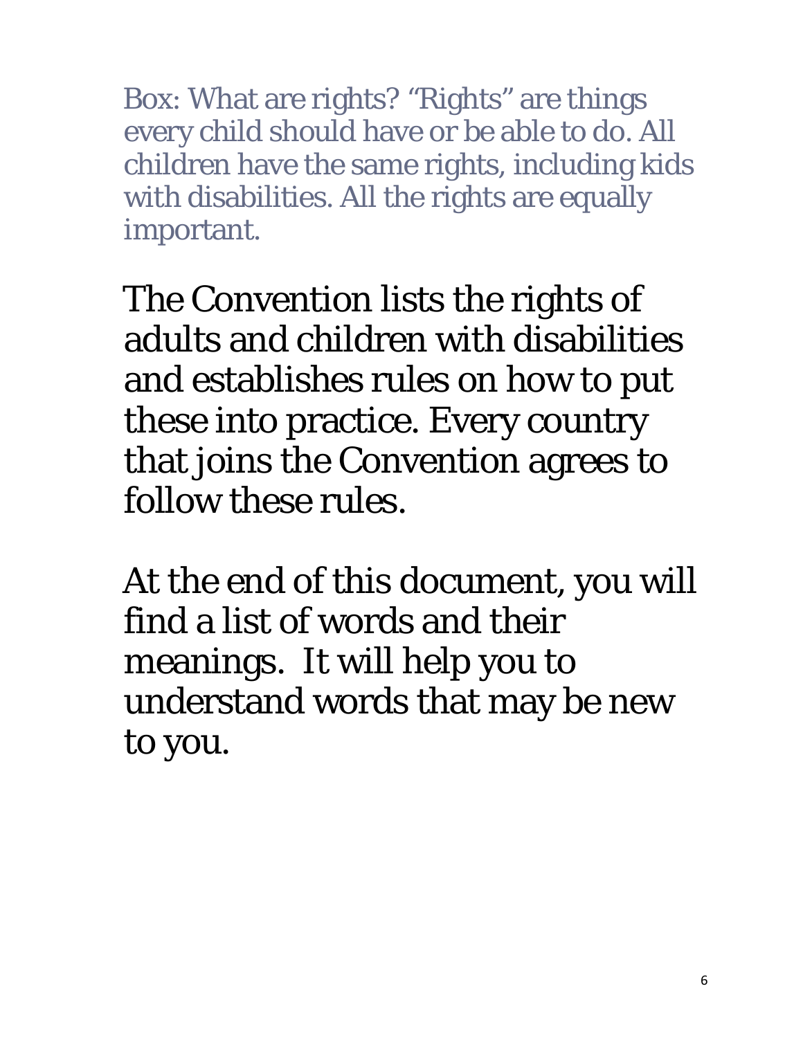Box: What are rights? "Rights" are things every child should have or be able to do. All children have the same rights, including kids with disabilities. All the rights are equally important.

The Convention lists the rights of adults and children with disabilities and establishes rules on how to put these into practice. Every country that joins the Convention agrees to follow these rules.

At the end of this document, you will find a list of words and their meanings. It will help you to understand words that may be new to you.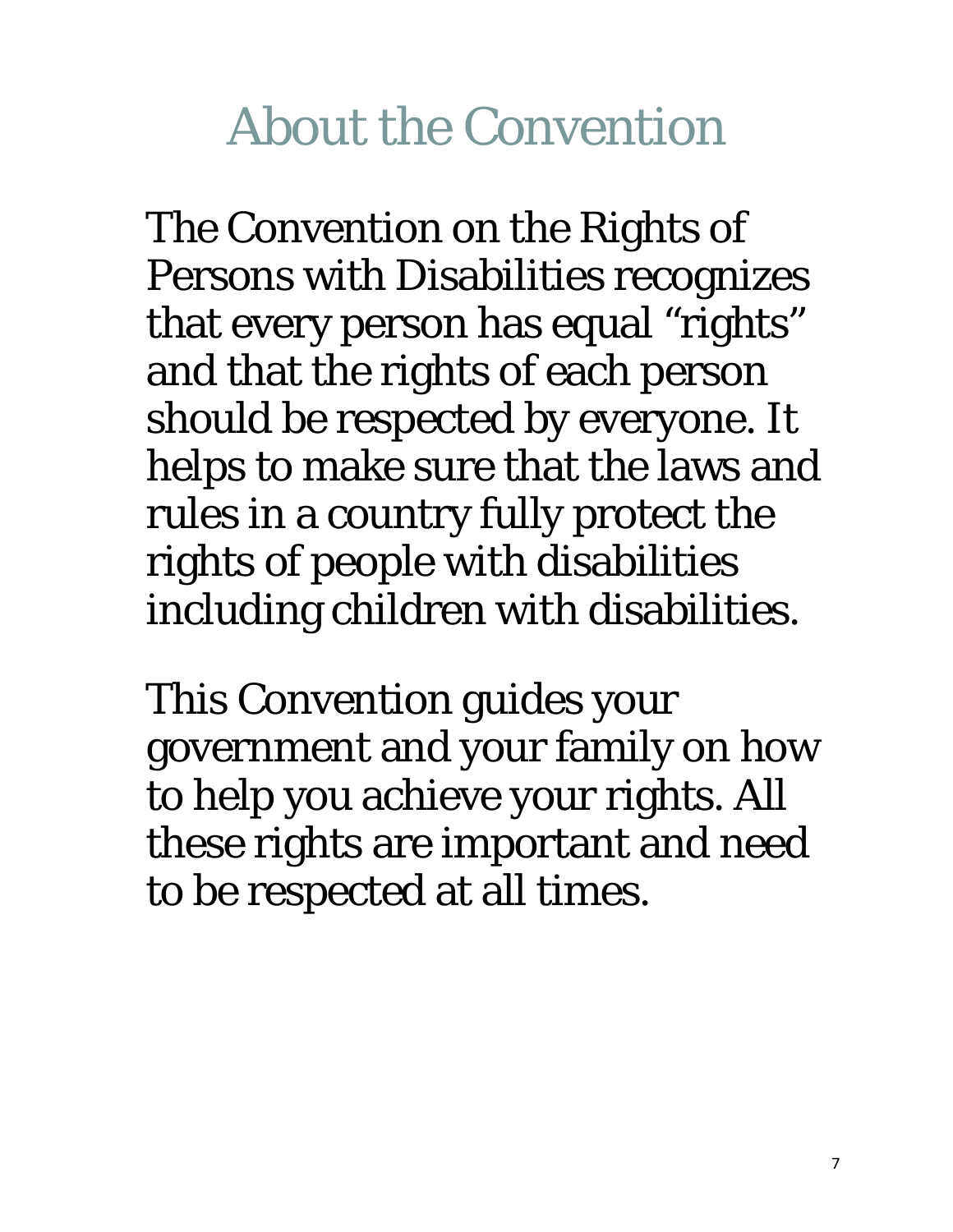# About the Convention

The Convention on the Rights of Persons with Disabilities recognizes that every person has equal "rights" and that the rights of each person should be respected by everyone. It helps to make sure that the laws and rules in a country fully protect the rights of people with disabilities including children with disabilities.

This Convention guides your government and your family on how to help you achieve your rights. All these rights are important and need to be respected at all times.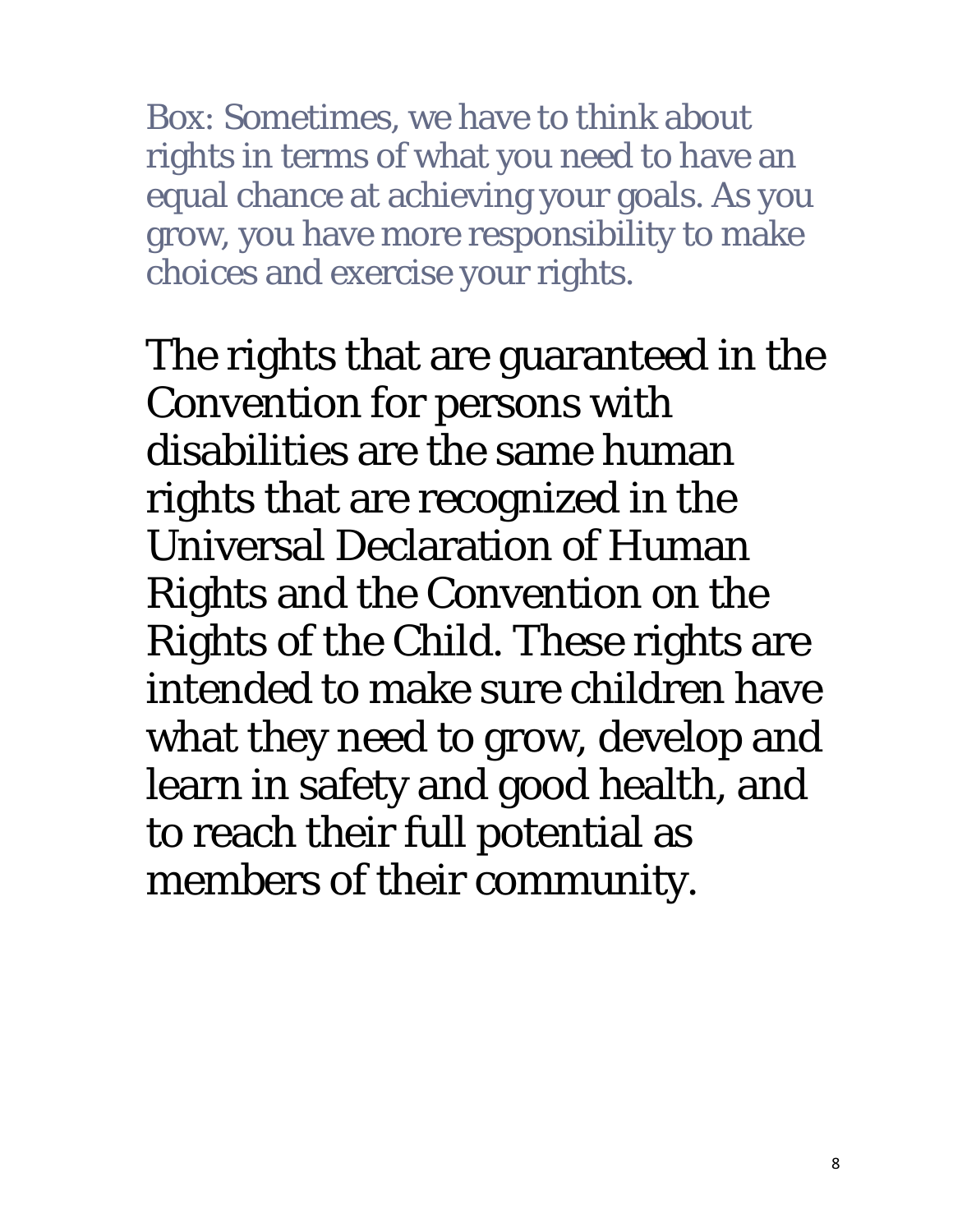Box: Sometimes, we have to think about rights in terms of what you need to have an equal chance at achieving your goals. As you grow, you have more responsibility to make choices and exercise your rights.

The rights that are guaranteed in the Convention for persons with disabilities are the same human rights that are recognized in the Universal Declaration of Human Rights and the Convention on the Rights of the Child. These rights are intended to make sure children have what they need to grow, develop and learn in safety and good health, and to reach their full potential as members of their community.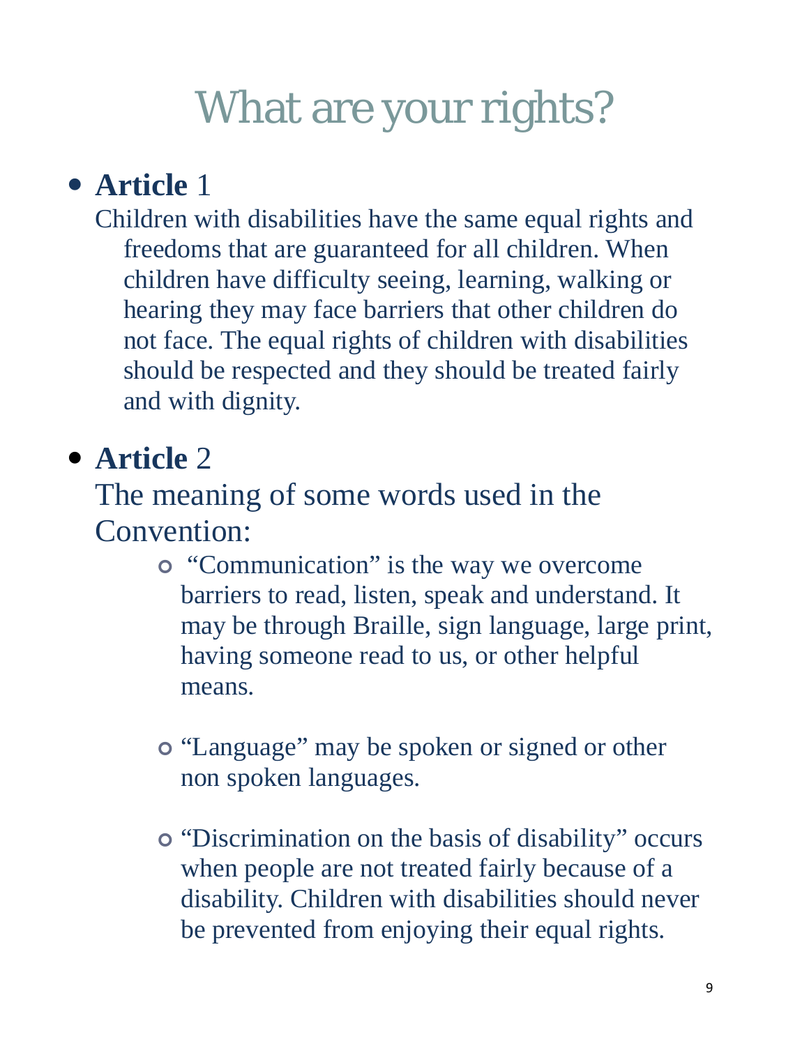# What are your rights?

- **Article** 1

  Children with disabilities have the same equal rights and freedoms that are guaranteed for all children. When children have difficulty seeing, learning, walking or hearing they may face barriers that other children do not face. The equal rights of children with disabilities should be respected and they should be treated fairly and with dignity.

- **Article** 2

  The meaning of some words used in the Convention:

  - "Communication" is the way we overcome barriers to read, listen, speak and understand. It may be through Braille, sign language, large print, having someone read to us, or other helpful means.

  - "Language" may be spoken or signed or other non spoken languages.

  - "Discrimination on the basis of disability" occurs when people are not treated fairly because of a disability. Children with disabilities should never be prevented from enjoying their equal rights.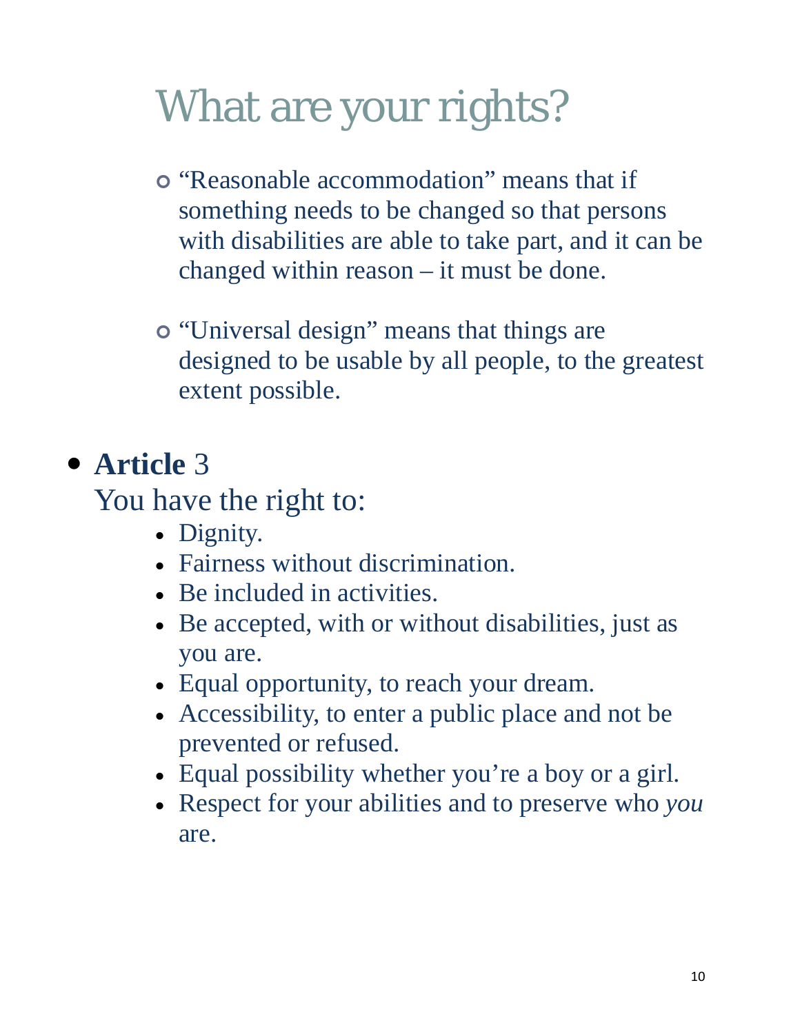# What are your rights?

- “Reasonable accommodation” means that if something needs to be changed so that persons with disabilities are able to take part, and it can be changed within reason – it must be done.

- “Universal design” means that things are designed to be usable by all people, to the greatest extent possible.

- **Article** 3
  You have the right to:
  - Dignity.
  - Fairness without discrimination.
  - Be included in activities.
  - Be accepted, with or without disabilities, just as you are.
  - Equal opportunity, to reach your dream.
  - Accessibility, to enter a public place and not be prevented or refused.
  - Equal possibility whether you’re a boy or a girl.
  - Respect for your abilities and to preserve who *you* are.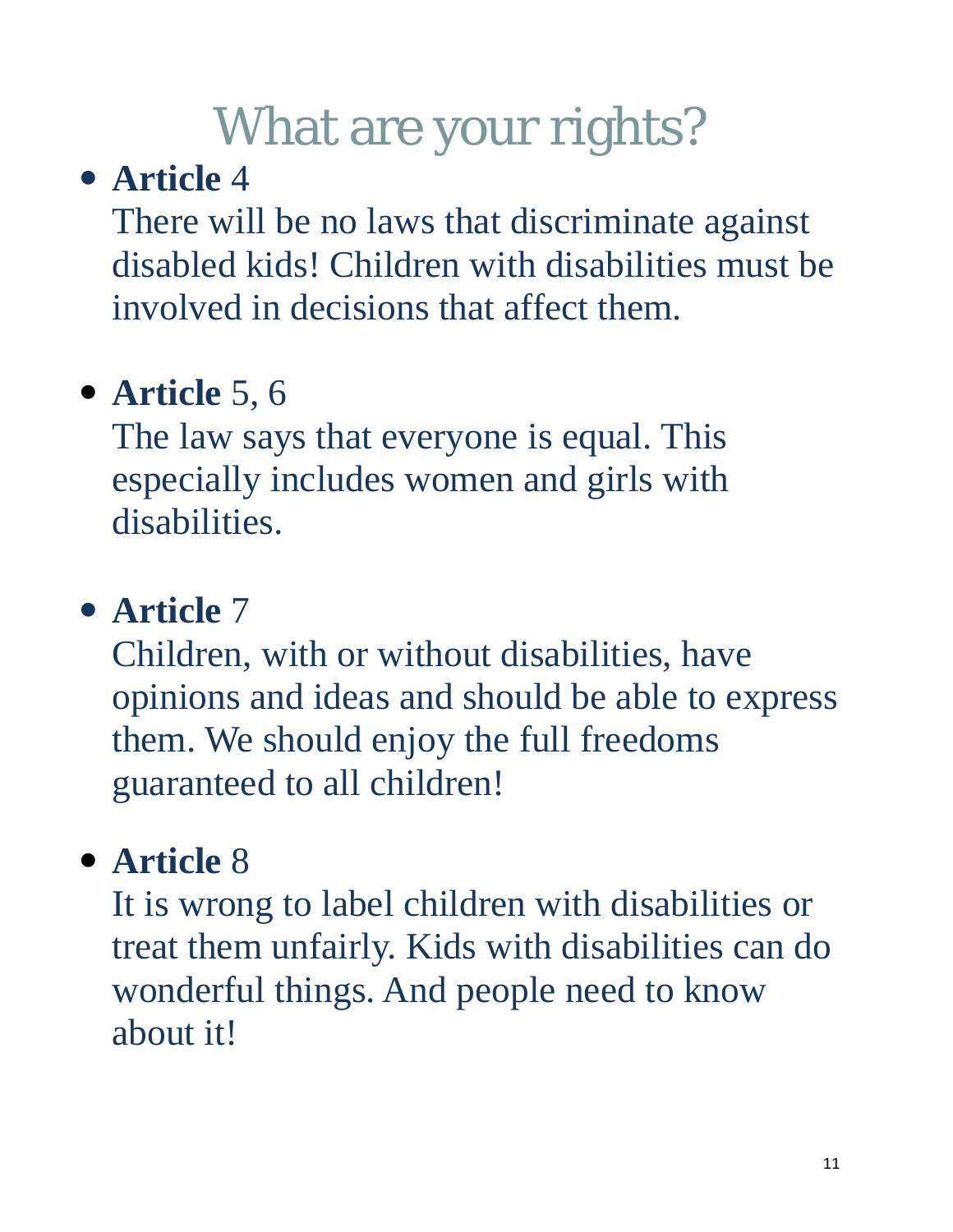# What are your rights?

- **Article** 4

  There will be no laws that discriminate against disabled kids! Children with disabilities must be involved in decisions that affect them.

- **Article** 5, 6

  The law says that everyone is equal. This especially includes women and girls with disabilities.

- **Article** 7

  Children, with or without disabilities, have opinions and ideas and should be able to express them. We should enjoy the full freedoms guaranteed to all children!

- **Article** 8

  It is wrong to label children with disabilities or treat them unfairly. Kids with disabilities can do wonderful things. And people need to know about it!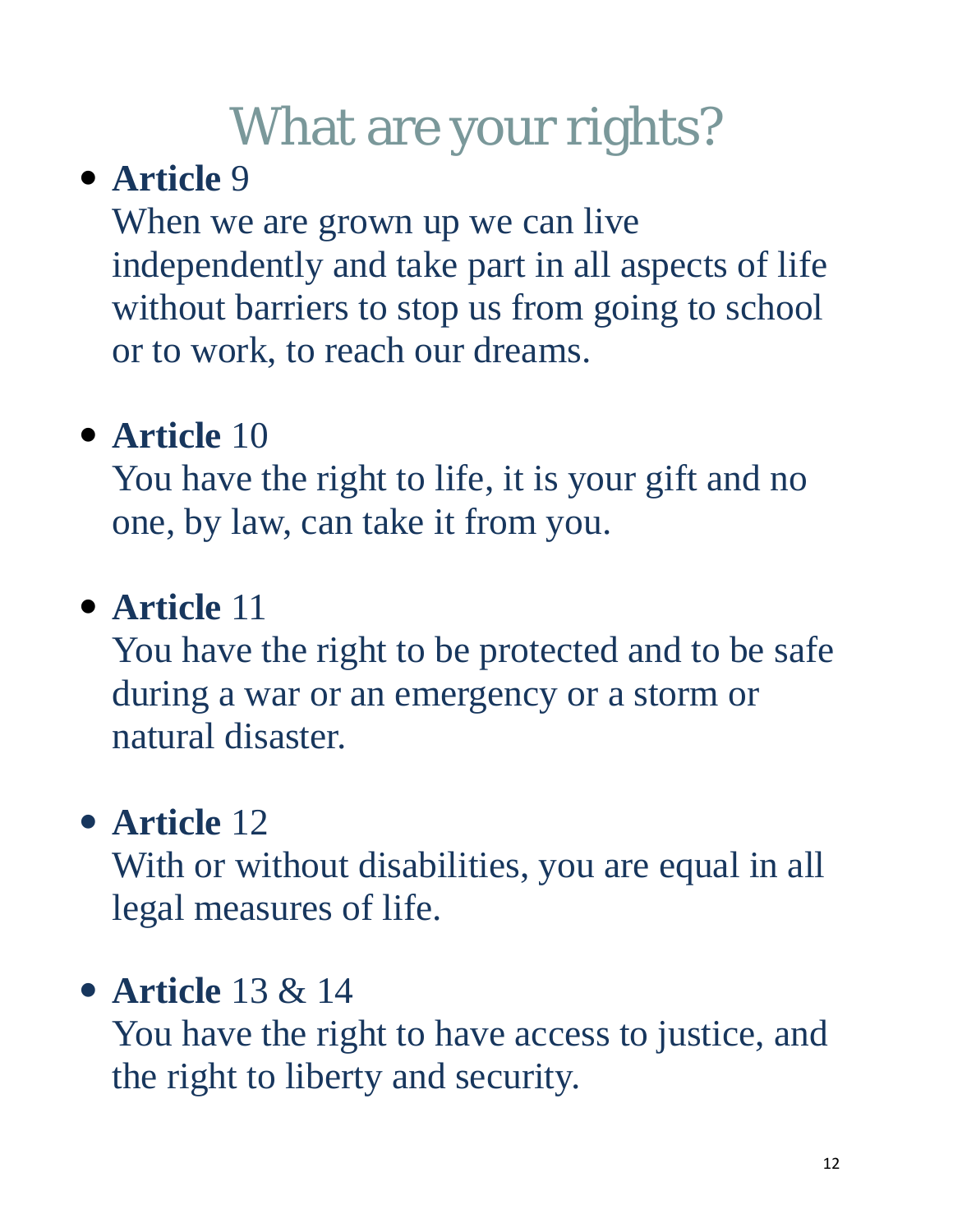# What are your rights?

- **Article** 9

  When we are grown up we can live independently and take part in all aspects of life without barriers to stop us from going to school or to work, to reach our dreams.

- **Article** 10

  You have the right to life, it is your gift and no one, by law, can take it from you.

- **Article** 11

  You have the right to be protected and to be safe during a war or an emergency or a storm or natural disaster.

- **Article** 12

  With or without disabilities, you are equal in all legal measures of life.

- **Article** 13 & 14

  You have the right to have access to justice, and the right to liberty and security.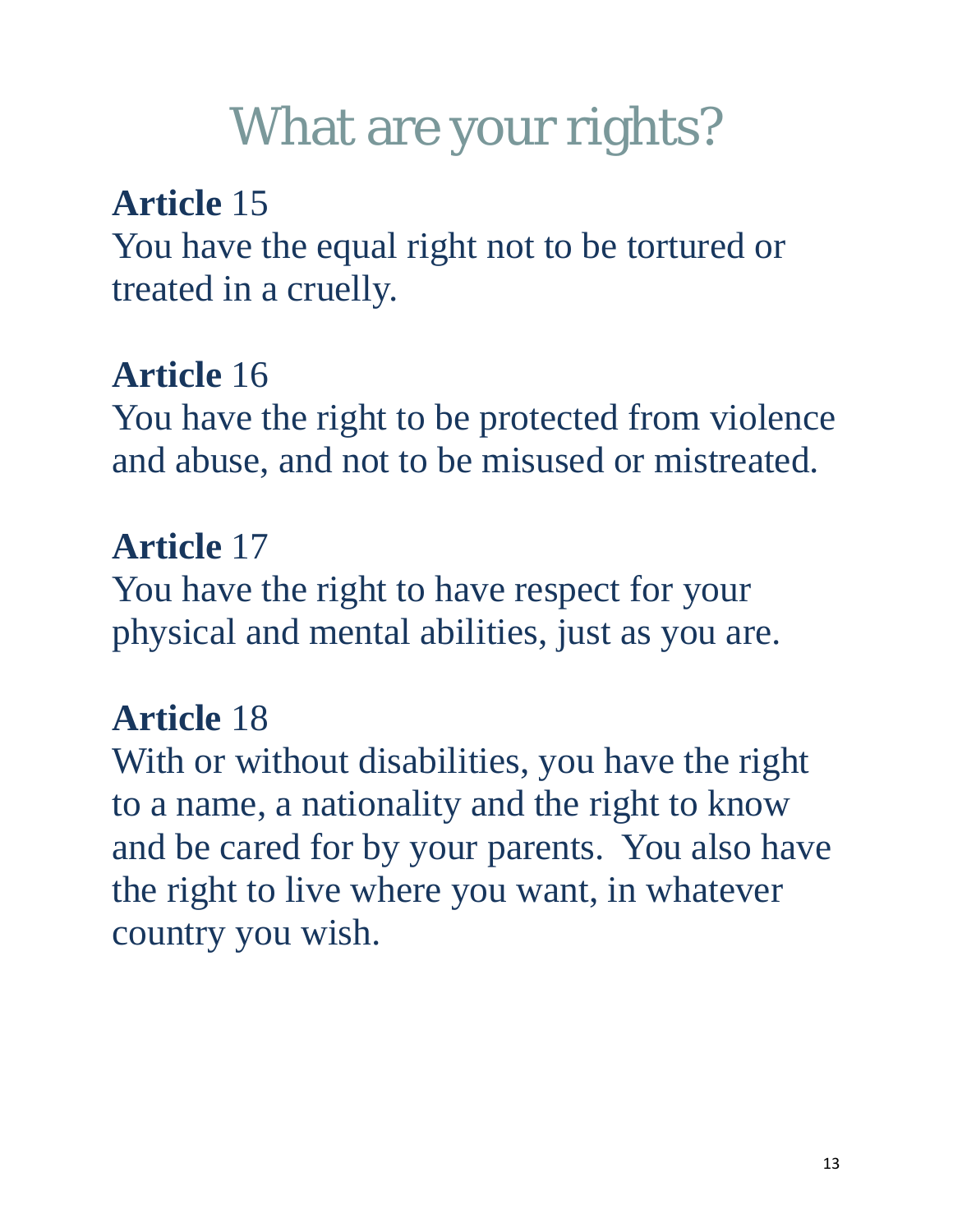# What are your rights?

**Article** 15

You have the equal right not to be tortured or treated in a cruelly.

**Article** 16

You have the right to be protected from violence and abuse, and not to be misused or mistreated.

**Article** 17

You have the right to have respect for your physical and mental abilities, just as you are.

**Article** 18

With or without disabilities, you have the right to a name, a nationality and the right to know and be cared for by your parents. You also have the right to live where you want, in whatever country you wish.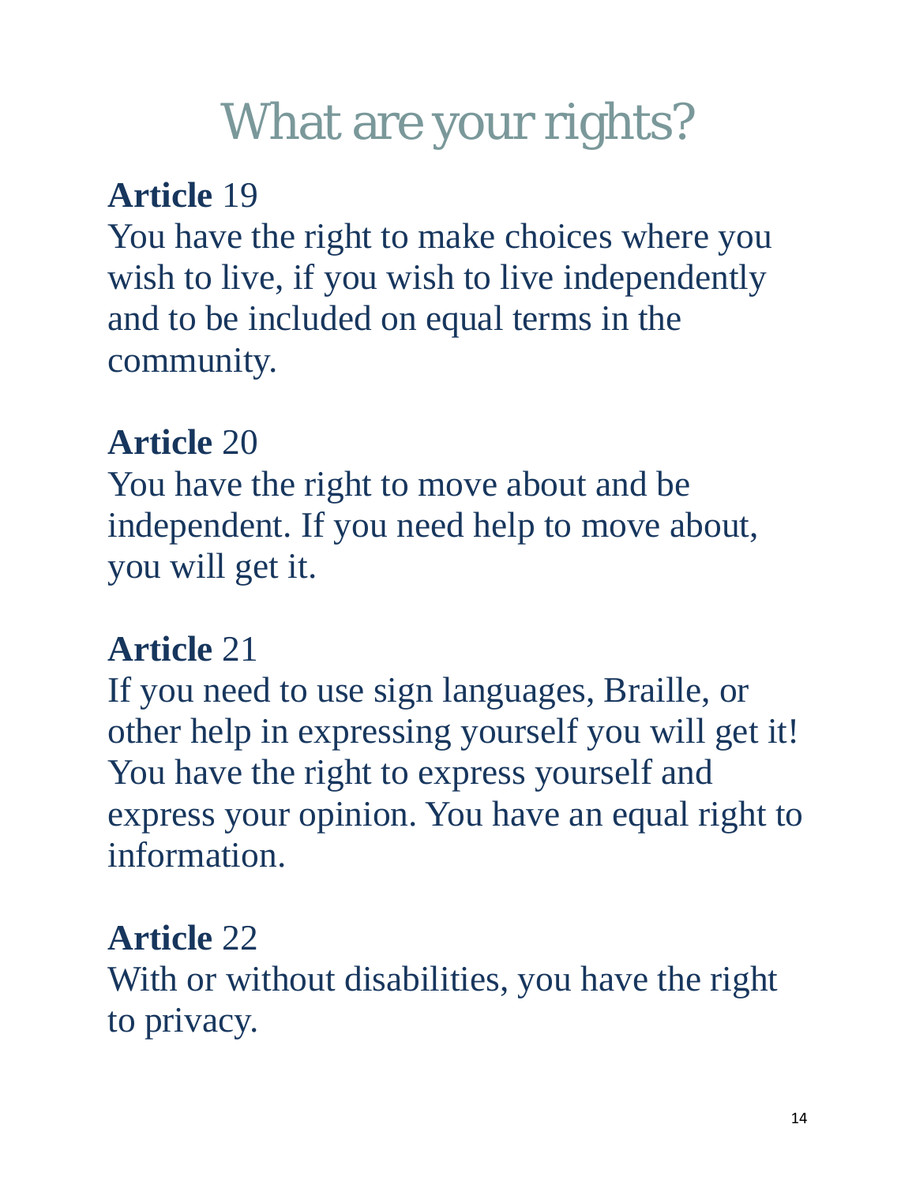# What are your rights?

**Article** 19

You have the right to make choices where you wish to live, if you wish to live independently and to be included on equal terms in the community.

**Article** 20

You have the right to move about and be independent. If you need help to move about, you will get it.

**Article** 21

If you need to use sign languages, Braille, or other help in expressing yourself you will get it! You have the right to express yourself and express your opinion. You have an equal right to information.

**Article** 22

With or without disabilities, you have the right to privacy.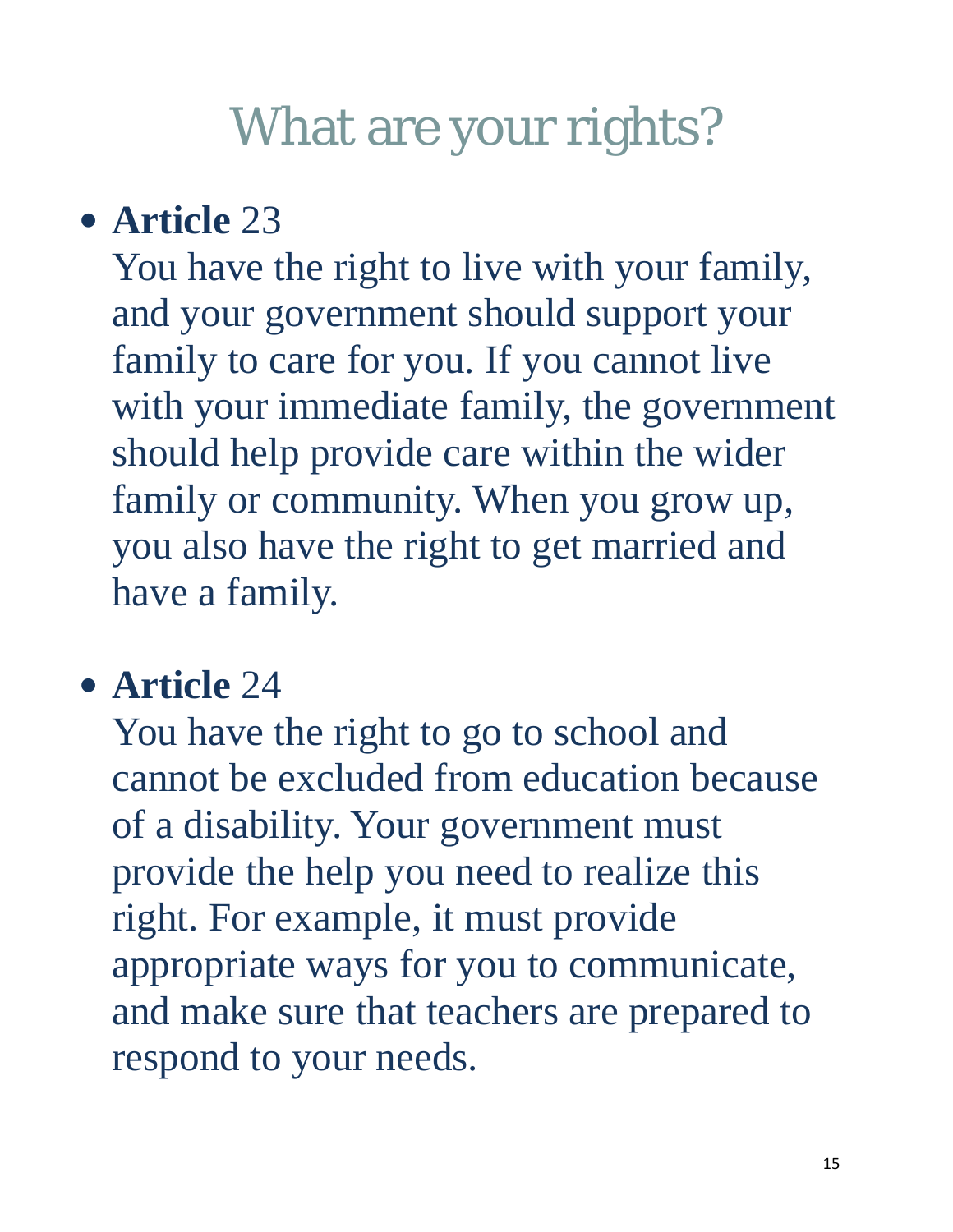# What are your rights?

- **Article** 23

  You have the right to live with your family, and your government should support your family to care for you. If you cannot live with your immediate family, the government should help provide care within the wider family or community. When you grow up, you also have the right to get married and have a family.

- **Article** 24

  You have the right to go to school and cannot be excluded from education because of a disability. Your government must provide the help you need to realize this right. For example, it must provide appropriate ways for you to communicate, and make sure that teachers are prepared to respond to your needs.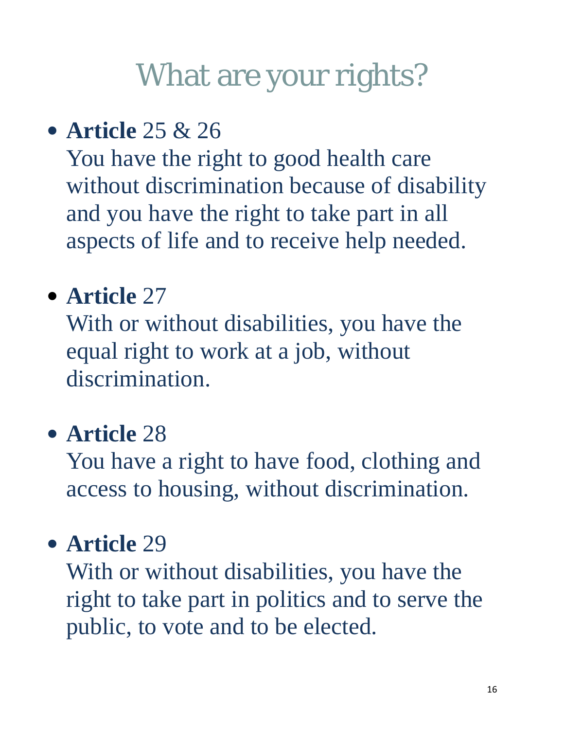# What are your rights?

- **Article** 25 & 26
  You have the right to good health care without discrimination because of disability and you have the right to take part in all aspects of life and to receive help needed.

- **Article** 27
  With or without disabilities, you have the equal right to work at a job, without discrimination.

- **Article** 28
  You have a right to have food, clothing and access to housing, without discrimination.

- **Article** 29
  With or without disabilities, you have the right to take part in politics and to serve the public, to vote and to be elected.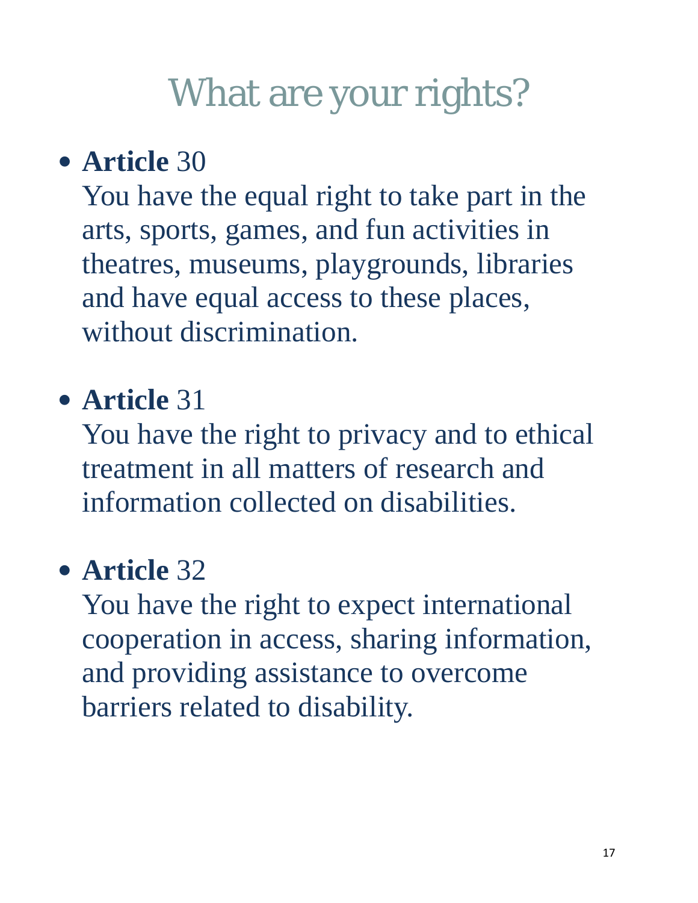# What are your rights?

- **Article** 30
  You have the equal right to take part in the arts, sports, games, and fun activities in theatres, museums, playgrounds, libraries and have equal access to these places, without discrimination.

- **Article** 31
  You have the right to privacy and to ethical treatment in all matters of research and information collected on disabilities.

- **Article** 32
  You have the right to expect international cooperation in access, sharing information, and providing assistance to overcome barriers related to disability.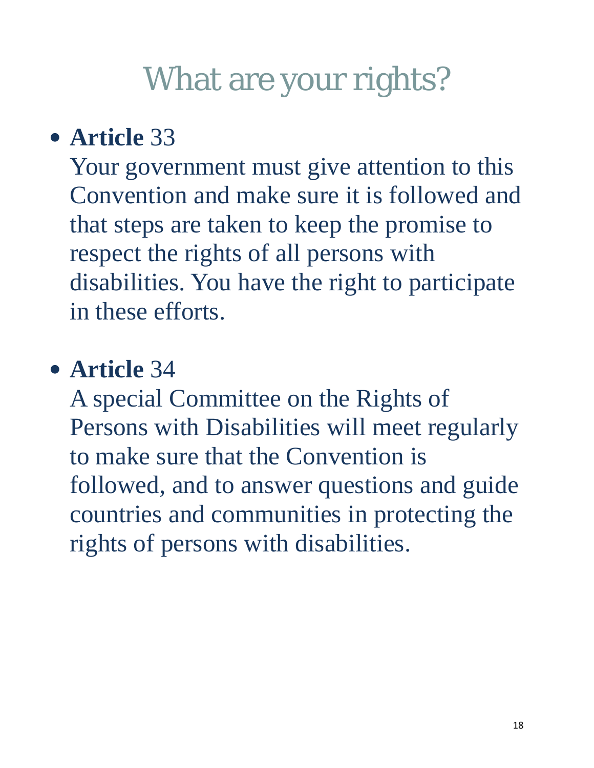# What are your rights?

- **Article** 33

  Your government must give attention to this Convention and make sure it is followed and that steps are taken to keep the promise to respect the rights of all persons with disabilities. You have the right to participate in these efforts.

- **Article** 34

  A special Committee on the Rights of Persons with Disabilities will meet regularly to make sure that the Convention is followed, and to answer questions and guide countries and communities in protecting the rights of persons with disabilities.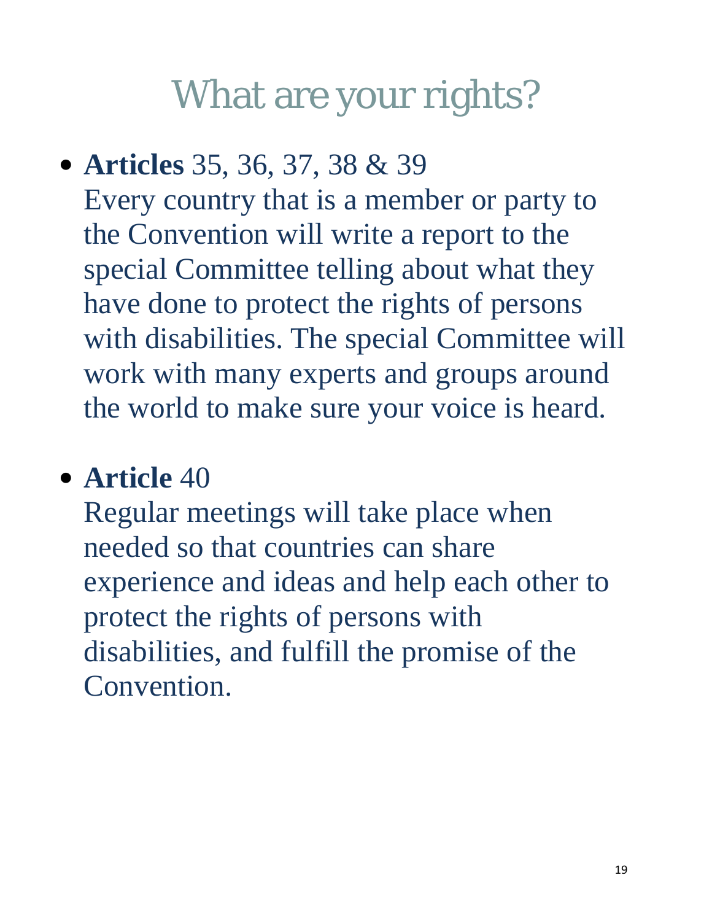# What are your rights?

- **Articles** 35, 36, 37, 38 & 39
  Every country that is a member or party to the Convention will write a report to the special Committee telling about what they have done to protect the rights of persons with disabilities. The special Committee will work with many experts and groups around the world to make sure your voice is heard.

- **Article** 40
  Regular meetings will take place when needed so that countries can share experience and ideas and help each other to protect the rights of persons with disabilities, and fulfill the promise of the Convention.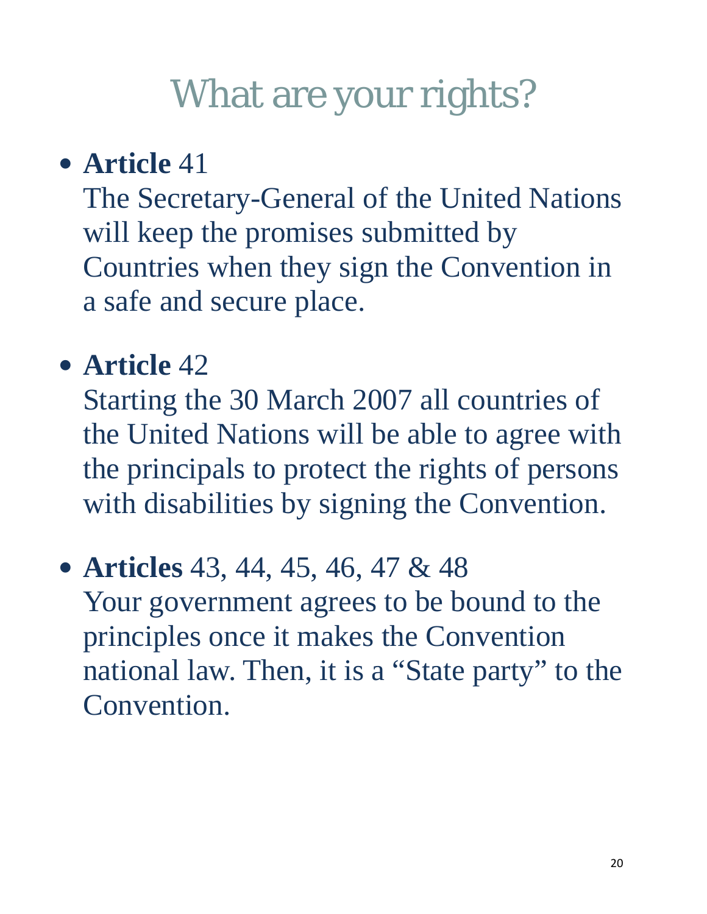# What are your rights?

- **Article** 41
  The Secretary-General of the United Nations will keep the promises submitted by Countries when they sign the Convention in a safe and secure place.

- **Article** 42
  Starting the 30 March 2007 all countries of the United Nations will be able to agree with the principals to protect the rights of persons with disabilities by signing the Convention.

- **Articles** 43, 44, 45, 46, 47 & 48
  Your government agrees to be bound to the principles once it makes the Convention national law. Then, it is a "State party" to the Convention.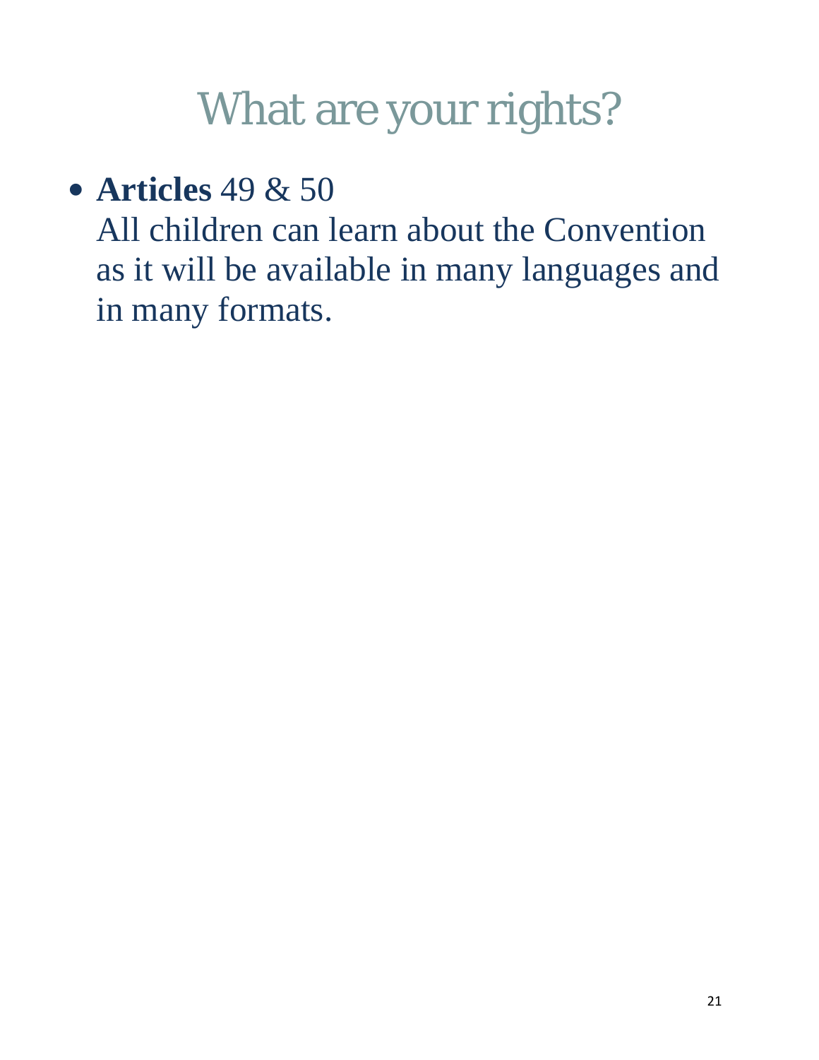# What are your rights?

- **Articles** 49 & 50
  All children can learn about the Convention as it will be available in many languages and in many formats.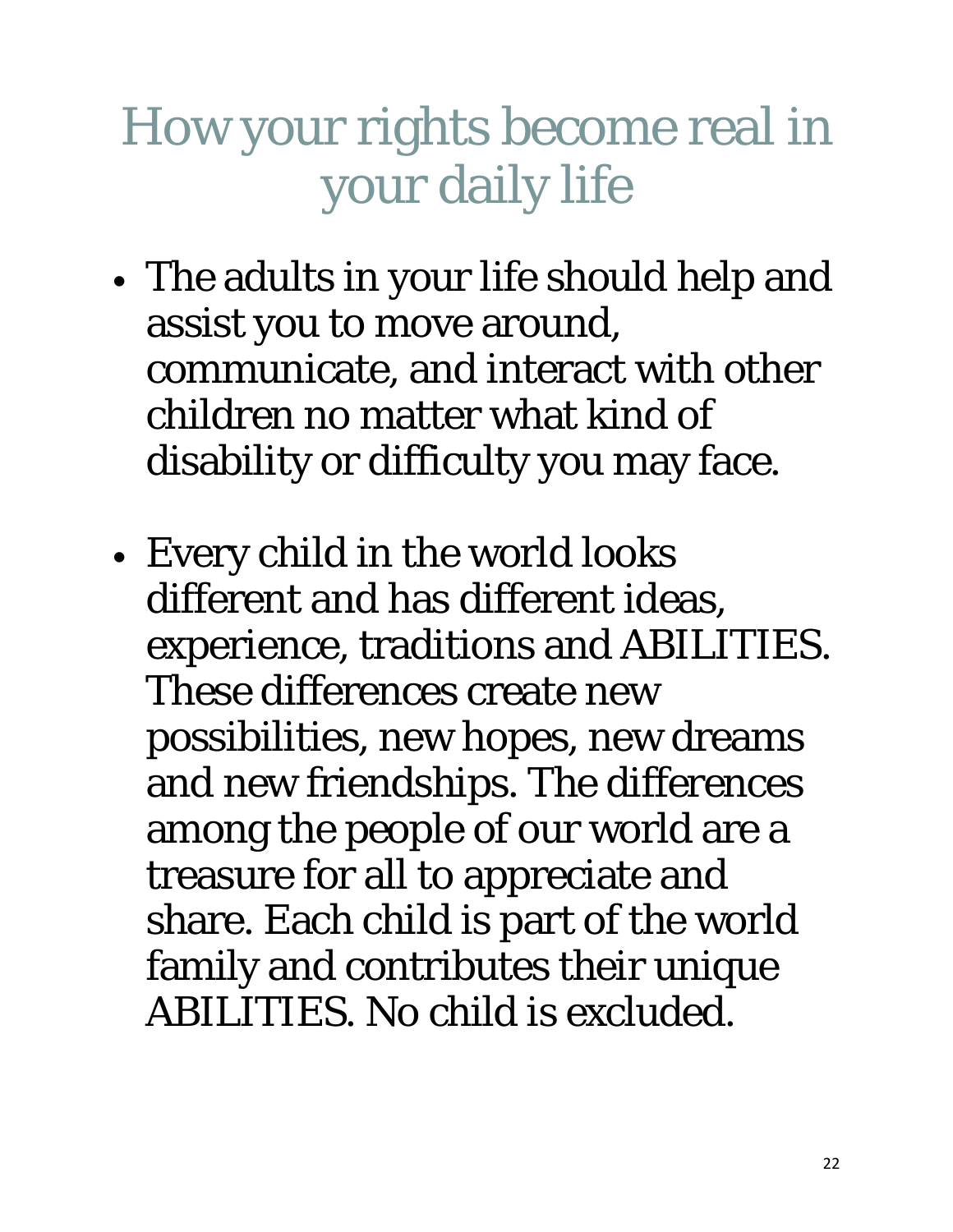# How your rights become real in your daily life

- The adults in your life should help and assist you to move around, communicate, and interact with other children no matter what kind of disability or difficulty you may face.

- Every child in the world looks different and has different ideas, experience, traditions and ABILITIES. These differences create new possibilities, new hopes, new dreams and new friendships. The differences among the people of our world are a treasure for all to appreciate and share. Each child is part of the world family and contributes their unique ABILITIES. No child is excluded.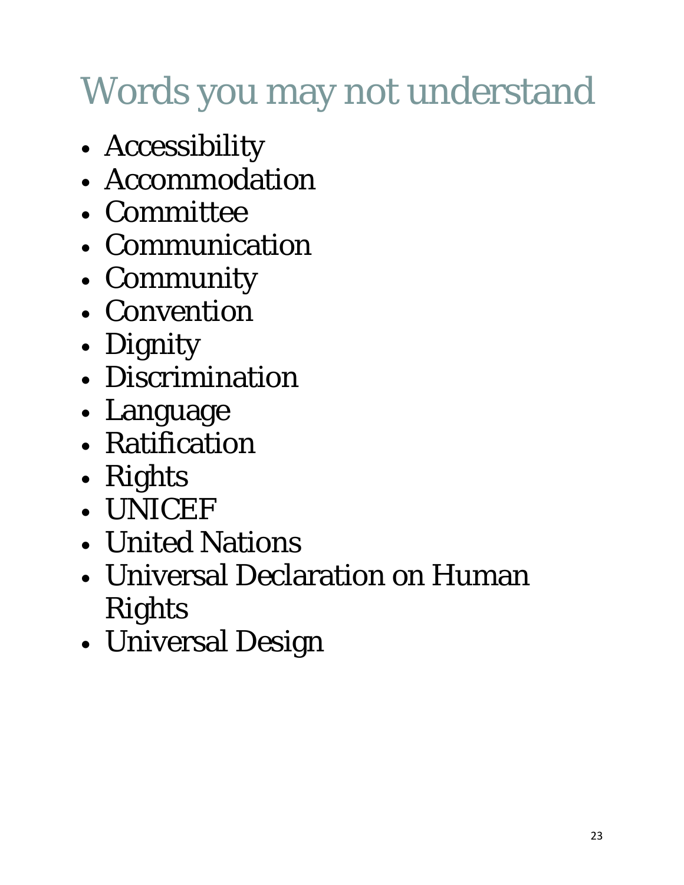# Words you may not understand

- Accessibility
- Accommodation
- Committee
- Communication
- Community
- Convention
- Dignity
- Discrimination
- Language
- Ratification
- Rights
- UNICEF
- United Nations
- Universal Declaration on Human Rights
- Universal Design